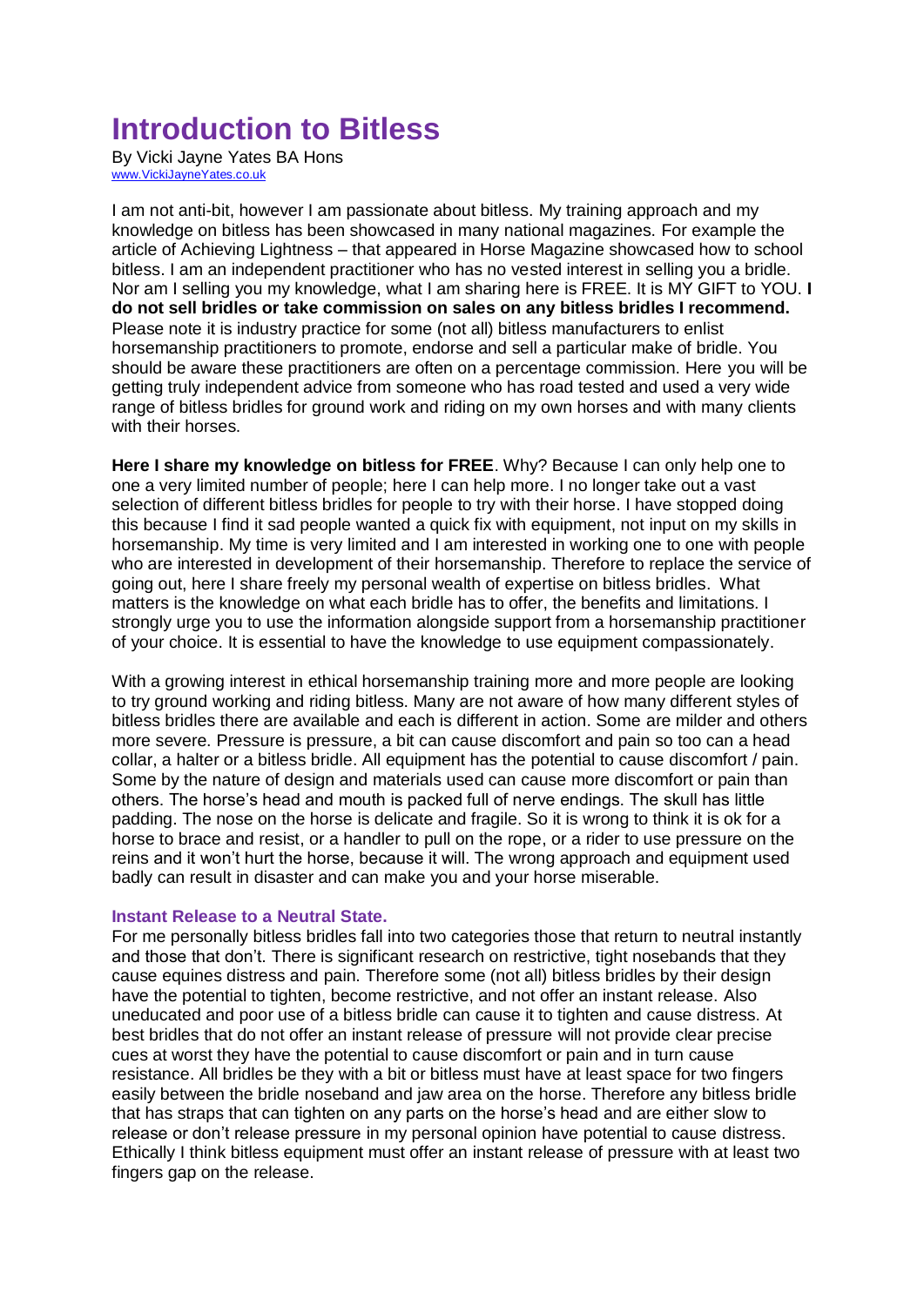# Introduction to Bitless

By Vicki Jayne Yates BA Hons
www.VickiJayneYates.co.uk

I am not anti-bit, however I am passionate about bitless. My training approach and my knowledge on bitless has been showcased in many national magazines. For example the article of Achieving Lightness – that appeared in Horse Magazine showcased how to school bitless. I am an independent practitioner who has no vested interest in selling you a bridle. Nor am I selling you my knowledge, what I am sharing here is FREE. It is MY GIFT to YOU. **I do not sell bridles or take commission on sales on any bitless bridles I recommend.** Please note it is industry practice for some (not all) bitless manufacturers to enlist horsemanship practitioners to promote, endorse and sell a particular make of bridle. You should be aware these practitioners are often on a percentage commission. Here you will be getting truly independent advice from someone who has road tested and used a very wide range of bitless bridles for ground work and riding on my own horses and with many clients with their horses.

**Here I share my knowledge on bitless for FREE**. Why? Because I can only help one to one a very limited number of people; here I can help more. I no longer take out a vast selection of different bitless bridles for people to try with their horse. I have stopped doing this because I find it sad people wanted a quick fix with equipment, not input on my skills in horsemanship. My time is very limited and I am interested in working one to one with people who are interested in development of their horsemanship. Therefore to replace the service of going out, here I share freely my personal wealth of expertise on bitless bridles. What matters is the knowledge on what each bridle has to offer, the benefits and limitations. I strongly urge you to use the information alongside support from a horsemanship practitioner of your choice. It is essential to have the knowledge to use equipment compassionately.

With a growing interest in ethical horsemanship training more and more people are looking to try ground working and riding bitless. Many are not aware of how many different styles of bitless bridles there are available and each is different in action. Some are milder and others more severe. Pressure is pressure, a bit can cause discomfort and pain so too can a head collar, a halter or a bitless bridle. All equipment has the potential to cause discomfort / pain. Some by the nature of design and materials used can cause more discomfort or pain than others. The horse's head and mouth is packed full of nerve endings. The skull has little padding. The nose on the horse is delicate and fragile. So it is wrong to think it is ok for a horse to brace and resist, or a handler to pull on the rope, or a rider to use pressure on the reins and it won't hurt the horse, because it will. The wrong approach and equipment used badly can result in disaster and can make you and your horse miserable.

### Instant Release to a Neutral State.

For me personally bitless bridles fall into two categories those that return to neutral instantly and those that don't. There is significant research on restrictive, tight nosebands that they cause equines distress and pain. Therefore some (not all) bitless bridles by their design have the potential to tighten, become restrictive, and not offer an instant release. Also uneducated and poor use of a bitless bridle can cause it to tighten and cause distress. At best bridles that do not offer an instant release of pressure will not provide clear precise cues at worst they have the potential to cause discomfort or pain and in turn cause resistance. All bridles be they with a bit or bitless must have at least space for two fingers easily between the bridle noseband and jaw area on the horse. Therefore any bitless bridle that has straps that can tighten on any parts on the horse's head and are either slow to release or don't release pressure in my personal opinion have potential to cause distress. Ethically I think bitless equipment must offer an instant release of pressure with at least two fingers gap on the release.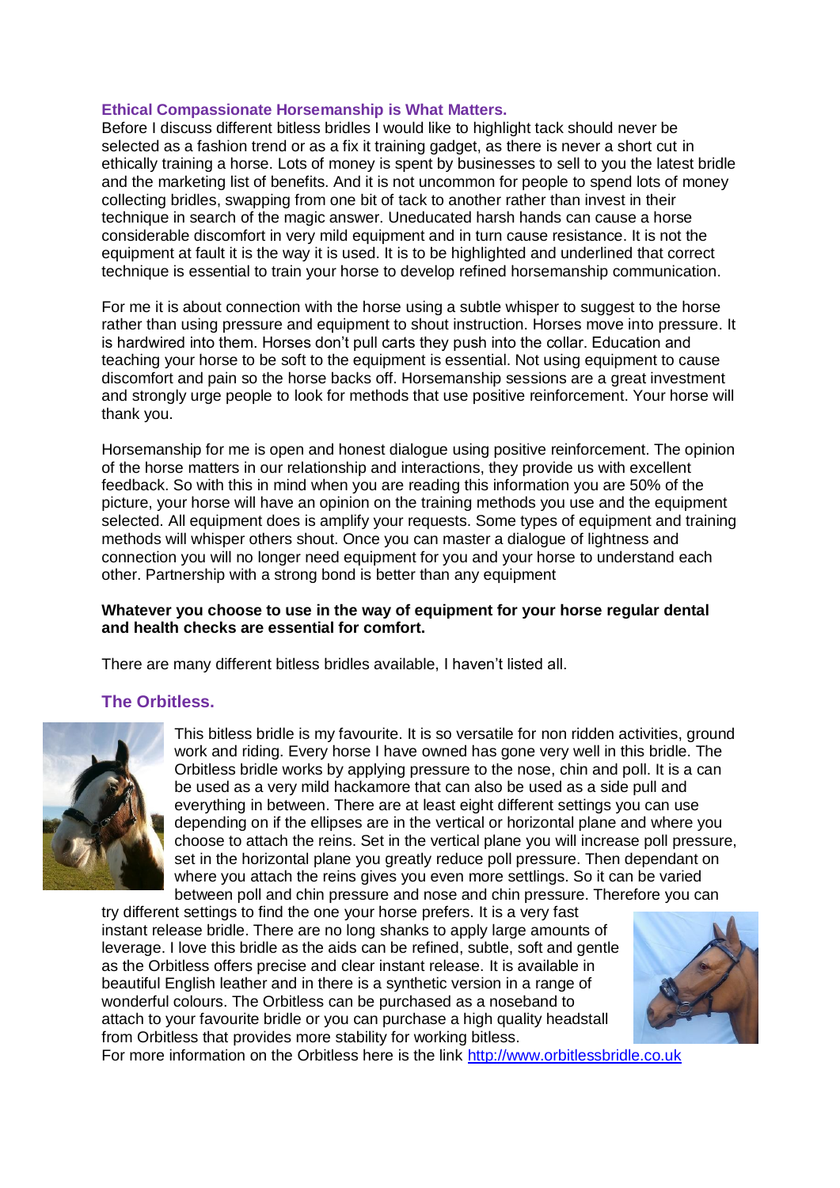## Ethical Compassionate Horsemanship is What Matters.

Before I discuss different bitless bridles I would like to highlight tack should never be selected as a fashion trend or as a fix it training gadget, as there is never a short cut in ethically training a horse. Lots of money is spent by businesses to sell to you the latest bridle and the marketing list of benefits. And it is not uncommon for people to spend lots of money collecting bridles, swapping from one bit of tack to another rather than invest in their technique in search of the magic answer. Uneducated harsh hands can cause a horse considerable discomfort in very mild equipment and in turn cause resistance. It is not the equipment at fault it is the way it is used. It is to be highlighted and underlined that correct technique is essential to train your horse to develop refined horsemanship communication.

For me it is about connection with the horse using a subtle whisper to suggest to the horse rather than using pressure and equipment to shout instruction. Horses move into pressure. It is hardwired into them. Horses don't pull carts they push into the collar. Education and teaching your horse to be soft to the equipment is essential. Not using equipment to cause discomfort and pain so the horse backs off. Horsemanship sessions are a great investment and strongly urge people to look for methods that use positive reinforcement. Your horse will thank you.

Horsemanship for me is open and honest dialogue using positive reinforcement. The opinion of the horse matters in our relationship and interactions, they provide us with excellent feedback. So with this in mind when you are reading this information you are 50% of the picture, your horse will have an opinion on the training methods you use and the equipment selected. All equipment does is amplify your requests. Some types of equipment and training methods will whisper others shout. Once you can master a dialogue of lightness and connection you will no longer need equipment for you and your horse to understand each other. Partnership with a strong bond is better than any equipment

**Whatever you choose to use in the way of equipment for your horse regular dental and health checks are essential for comfort.**

There are many different bitless bridles available, I haven't listed all.

## The Orbitless.

This bitless bridle is my favourite. It is so versatile for non ridden activities, ground work and riding. Every horse I have owned has gone very well in this bridle. The Orbitless bridle works by applying pressure to the nose, chin and poll. It is a can be used as a very mild hackamore that can also be used as a side pull and everything in between. There are at least eight different settings you can use depending on if the ellipses are in the vertical or horizontal plane and where you choose to attach the reins. Set in the vertical plane you will increase poll pressure, set in the horizontal plane you greatly reduce poll pressure. Then dependant on where you attach the reins gives you even more settlings. So it can be varied between poll and chin pressure and nose and chin pressure. Therefore you can try different settings to find the one your horse prefers. It is a very fast instant release bridle. There are no long shanks to apply large amounts of leverage. I love this bridle as the aids can be refined, subtle, soft and gentle as the Orbitless offers precise and clear instant release. It is available in beautiful English leather and in there is a synthetic version in a range of wonderful colours. The Orbitless can be purchased as a noseband to attach to your favourite bridle or you can purchase a high quality headstall from Orbitless that provides more stability for working bitless.

For more information on the Orbitless here is the link [http://www.orbitlessbridle.co.uk](http://www.orbitlessbridle.co.uk)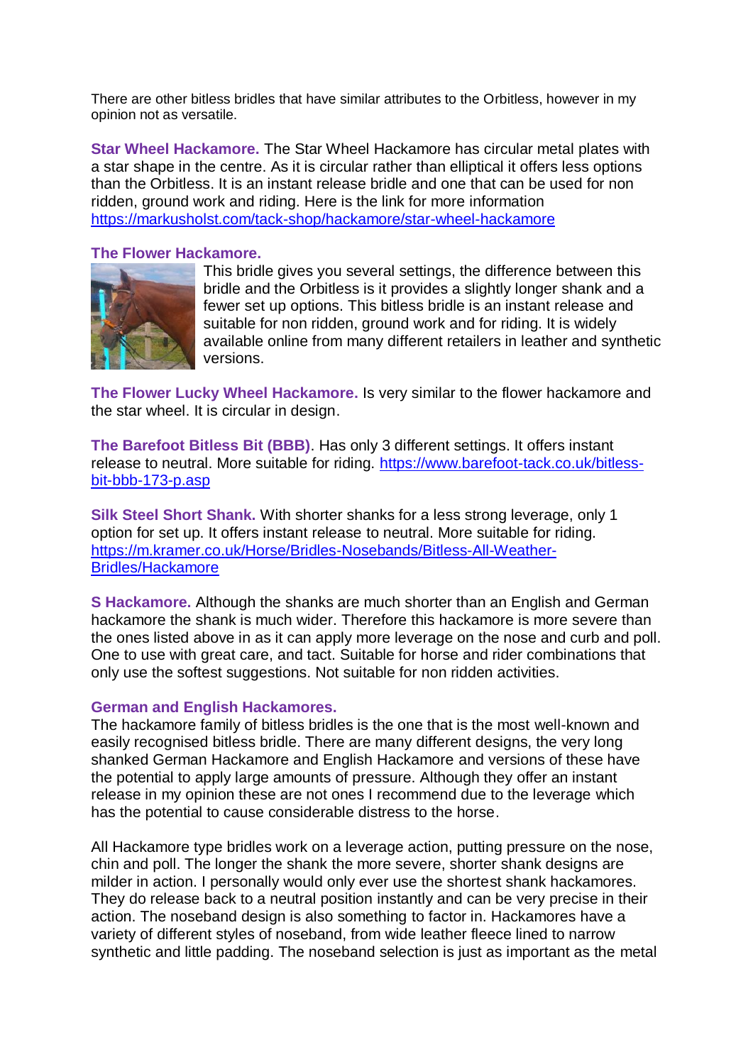There are other bitless bridles that have similar attributes to the Orbitless, however in my opinion not as versatile.

**Star Wheel Hackamore.** The Star Wheel Hackamore has circular metal plates with a star shape in the centre. As it is circular rather than elliptical it offers less options than the Orbitless. It is an instant release bridle and one that can be used for non ridden, ground work and riding. Here is the link for more information https://markusholst.com/tack-shop/hackamore/star-wheel-hackamore

**The Flower Hackamore.**

This bridle gives you several settings, the difference between this bridle and the Orbitless is it provides a slightly longer shank and a fewer set up options. This bitless bridle is an instant release and suitable for non ridden, ground work and for riding. It is widely available online from many different retailers in leather and synthetic versions.

**The Flower Lucky Wheel Hackamore.** Is very similar to the flower hackamore and the star wheel. It is circular in design.

**The Barefoot Bitless Bit (BBB)**. Has only 3 different settings. It offers instant release to neutral. More suitable for riding. https://www.barefoot-tack.co.uk/bitless-bit-bbb-173-p.asp

**Silk Steel Short Shank.** With shorter shanks for a less strong leverage, only 1 option for set up. It offers instant release to neutral. More suitable for riding. https://m.kramer.co.uk/Horse/Bridles-Nosebands/Bitless-All-Weather-Bridles/Hackamore

**S Hackamore.** Although the shanks are much shorter than an English and German hackamore the shank is much wider. Therefore this hackamore is more severe than the ones listed above in as it can apply more leverage on the nose and curb and poll. One to use with great care, and tact. Suitable for horse and rider combinations that only use the softest suggestions. Not suitable for non ridden activities.

**German and English Hackamores.**

The hackamore family of bitless bridles is the one that is the most well-known and easily recognised bitless bridle. There are many different designs, the very long shanked German Hackamore and English Hackamore and versions of these have the potential to apply large amounts of pressure. Although they offer an instant release in my opinion these are not ones I recommend due to the leverage which has the potential to cause considerable distress to the horse.

All Hackamore type bridles work on a leverage action, putting pressure on the nose, chin and poll. The longer the shank the more severe, shorter shank designs are milder in action. I personally would only ever use the shortest shank hackamores. They do release back to a neutral position instantly and can be very precise in their action. The noseband design is also something to factor in. Hackamores have a variety of different styles of noseband, from wide leather fleece lined to narrow synthetic and little padding. The noseband selection is just as important as the metal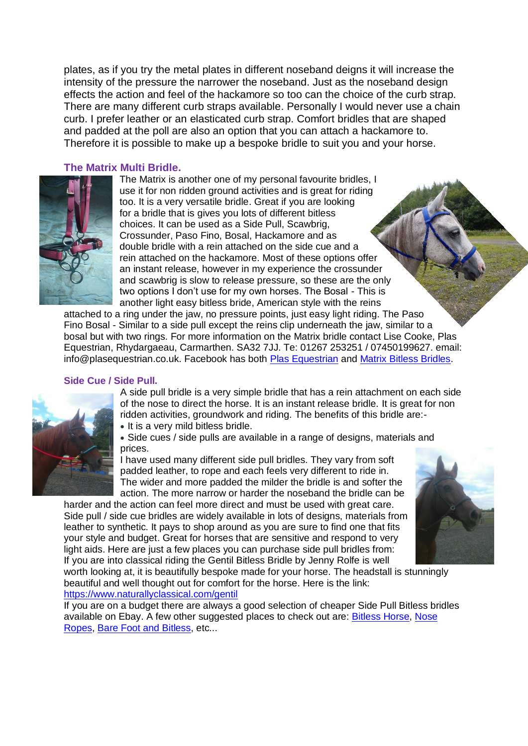plates, as if you try the metal plates in different noseband deigns it will increase the intensity of the pressure the narrower the noseband. Just as the noseband design effects the action and feel of the hackamore so too can the choice of the curb strap. There are many different curb straps available. Personally I would never use a chain curb. I prefer leather or an elasticated curb strap. Comfort bridles that are shaped and padded at the poll are also an option that you can attach a hackamore to. Therefore it is possible to make up a bespoke bridle to suit you and your horse.

### The Matrix Multi Bridle.

The Matrix is another one of my personal favourite bridles, I use it for non ridden ground activities and is great for riding too. It is a very versatile bridle. Great if you are looking for a bridle that is gives you lots of different bitless choices. It can be used as a Side Pull, Scawbrig, Crossunder, Paso Fino, Bosal, Hackamore and as double bridle with a rein attached on the side cue and a rein attached on the hackamore. Most of these options offer an instant release, however in my experience the crossunder and scawbrig is slow to release pressure, so these are the only two options I don't use for my own horses. The Bosal - This is another light easy bitless bride, American style with the reins attached to a ring under the jaw, no pressure points, just easy light riding. The Paso Fino Bosal - Similar to a side pull except the reins clip underneath the jaw, similar to a bosal but with two rings. For more information on the Matrix bridle contact Lise Cooke, Plas Equestrian, Rhydargaeau, Carmarthen. SA32 7JJ. Te: 01267 253251 / 07450199627. email: info@plasequestrian.co.uk. Facebook has both Plas Equestrian and Matrix Bitless Bridles.

### Side Cue / Side Pull.

A side pull bridle is a very simple bridle that has a rein attachment on each side of the nose to direct the horse. It is an instant release bridle. It is great for non ridden activities, groundwork and riding. The benefits of this bridle are:-

- It is a very mild bitless bridle.
- Side cues / side pulls are available in a range of designs, materials and prices.

I have used many different side pull bridles. They vary from soft padded leather, to rope and each feels very different to ride in. The wider and more padded the milder the bridle is and softer the action. The more narrow or harder the noseband the bridle can be harder and the action can feel more direct and must be used with great care. Side pull / side cue bridles are widely available in lots of designs, materials from leather to synthetic. It pays to shop around as you are sure to find one that fits your style and budget. Great for horses that are sensitive and respond to very light aids. Here are just a few places you can purchase side pull bridles from: If you are into classical riding the Gentil Bitless Bridle by Jenny Rolfe is well worth looking at, it is beautifully bespoke made for your horse. The headstall is stunningly beautiful and well thought out for comfort for the horse. Here is the link: https://www.naturallyclassical.com/gentil

If you are on a budget there are always a good selection of cheaper Side Pull Bitless bridles available on Ebay. A few other suggested places to check out are: Bitless Horse, Nose Ropes, Bare Foot and Bitless, etc...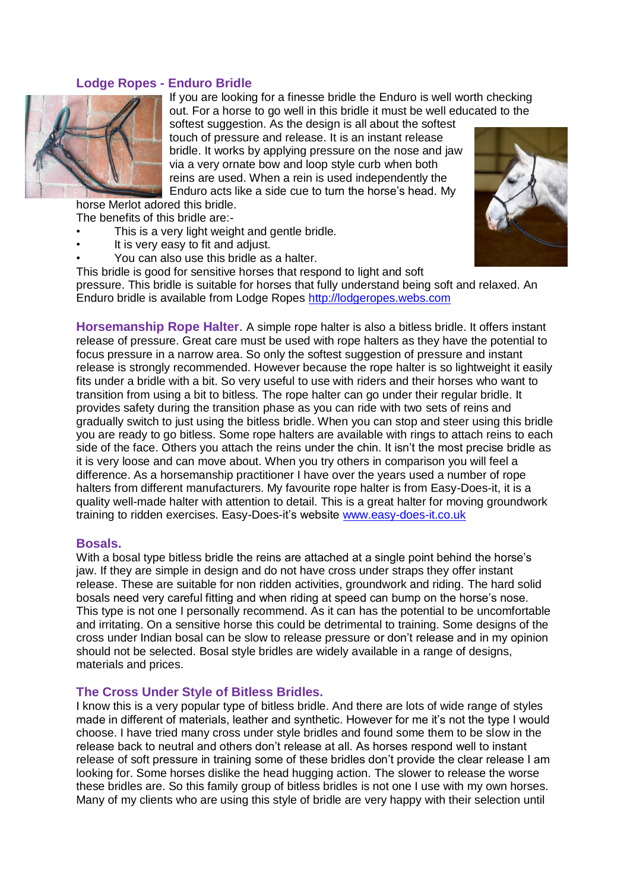### Lodge Ropes - Enduro Bridle

If you are looking for a finesse bridle the Enduro is well worth checking out. For a horse to go well in this bridle it must be well educated to the softest suggestion. As the design is all about the softest touch of pressure and release. It is an instant release bridle. It works by applying pressure on the nose and jaw via a very ornate bow and loop style curb when both reins are used. When a rein is used independently the Enduro acts like a side cue to turn the horse's head. My horse Merlot adored this bridle.

The benefits of this bridle are:-

- This is a very light weight and gentle bridle.
- It is very easy to fit and adjust.
- You can also use this bridle as a halter.

This bridle is good for sensitive horses that respond to light and soft pressure. This bridle is suitable for horses that fully understand being soft and relaxed. An Enduro bridle is available from Lodge Ropes http://lodgeropes.webs.com

**Horsemanship Rope Halter**. A simple rope halter is also a bitless bridle. It offers instant release of pressure. Great care must be used with rope halters as they have the potential to focus pressure in a narrow area. So only the softest suggestion of pressure and instant release is strongly recommended. However because the rope halter is so lightweight it easily fits under a bridle with a bit. So very useful to use with riders and their horses who want to transition from using a bit to bitless. The rope halter can go under their regular bridle. It provides safety during the transition phase as you can ride with two sets of reins and gradually switch to just using the bitless bridle. When you can stop and steer using this bridle you are ready to go bitless. Some rope halters are available with rings to attach reins to each side of the face. Others you attach the reins under the chin. It isn't the most precise bridle as it is very loose and can move about. When you try others in comparison you will feel a difference. As a horsemanship practitioner I have over the years used a number of rope halters from different manufacturers. My favourite rope halter is from Easy-Does-it, it is a quality well-made halter with attention to detail. This is a great halter for moving groundwork training to ridden exercises. Easy-Does-it's website www.easy-does-it.co.uk

### Bosals.

With a bosal type bitless bridle the reins are attached at a single point behind the horse's jaw. If they are simple in design and do not have cross under straps they offer instant release. These are suitable for non ridden activities, groundwork and riding. The hard solid bosals need very careful fitting and when riding at speed can bump on the horse's nose. This type is not one I personally recommend. As it can has the potential to be uncomfortable and irritating. On a sensitive horse this could be detrimental to training. Some designs of the cross under Indian bosal can be slow to release pressure or don't release and in my opinion should not be selected. Bosal style bridles are widely available in a range of designs, materials and prices.

### The Cross Under Style of Bitless Bridles.

I know this is a very popular type of bitless bridle. And there are lots of wide range of styles made in different of materials, leather and synthetic. However for me it's not the type I would choose. I have tried many cross under style bridles and found some them to be slow in the release back to neutral and others don't release at all. As horses respond well to instant release of soft pressure in training some of these bridles don't provide the clear release I am looking for. Some horses dislike the head hugging action. The slower to release the worse these bridles are. So this family group of bitless bridles is not one I use with my own horses. Many of my clients who are using this style of bridle are very happy with their selection until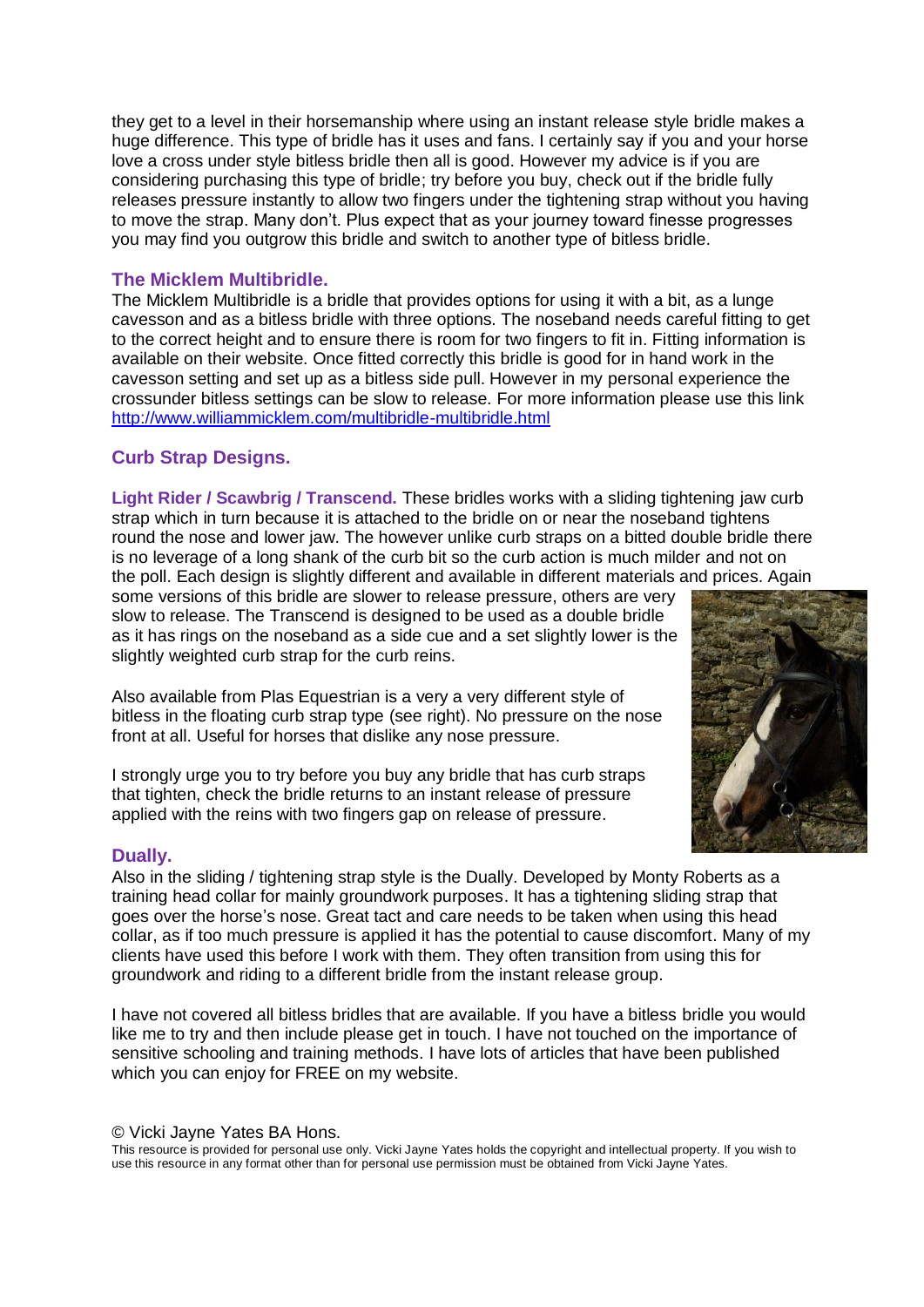they get to a level in their horsemanship where using an instant release style bridle makes a huge difference. This type of bridle has it uses and fans. I certainly say if you and your horse love a cross under style bitless bridle then all is good. However my advice is if you are considering purchasing this type of bridle; try before you buy, check out if the bridle fully releases pressure instantly to allow two fingers under the tightening strap without you having to move the strap. Many don't. Plus expect that as your journey toward finesse progresses you may find you outgrow this bridle and switch to another type of bitless bridle.

### The Micklem Multibridle.

The Micklem Multibridle is a bridle that provides options for using it with a bit, as a lunge cavesson and as a bitless bridle with three options. The noseband needs careful fitting to get to the correct height and to ensure there is room for two fingers to fit in. Fitting information is available on their website. Once fitted correctly this bridle is good for in hand work in the cavesson setting and set up as a bitless side pull. However in my personal experience the crossunder bitless settings can be slow to release. For more information please use this link [http://www.williammicklem.com/multibridle-multibridle.html](http://www.williammicklem.com/multibridle-multibridle.html)

### Curb Strap Designs.

**Light Rider / Scawbrig / Transcend.** These bridles works with a sliding tightening jaw curb strap which in turn because it is attached to the bridle on or near the noseband tightens round the nose and lower jaw. The however unlike curb straps on a bitted double bridle there is no leverage of a long shank of the curb bit so the curb action is much milder and not on the poll. Each design is slightly different and available in different materials and prices. Again some versions of this bridle are slower to release pressure, others are very slow to release. The Transcend is designed to be used as a double bridle as it has rings on the noseband as a side cue and a set slightly lower is the slightly weighted curb strap for the curb reins.

Also available from Plas Equestrian is a very a very different style of bitless in the floating curb strap type (see right). No pressure on the nose front at all. Useful for horses that dislike any nose pressure.

I strongly urge you to try before you buy any bridle that has curb straps that tighten, check the bridle returns to an instant release of pressure applied with the reins with two fingers gap on release of pressure.

### Dually.

Also in the sliding / tightening strap style is the Dually. Developed by Monty Roberts as a training head collar for mainly groundwork purposes. It has a tightening sliding strap that goes over the horse's nose. Great tact and care needs to be taken when using this head collar, as if too much pressure is applied it has the potential to cause discomfort. Many of my clients have used this before I work with them. They often transition from using this for groundwork and riding to a different bridle from the instant release group.

I have not covered all bitless bridles that are available. If you have a bitless bridle you would like me to try and then include please get in touch. I have not touched on the importance of sensitive schooling and training methods. I have lots of articles that have been published which you can enjoy for FREE on my website.

© Vicki Jayne Yates BA Hons.

This resource is provided for personal use only. Vicki Jayne Yates holds the copyright and intellectual property. If you wish to use this resource in any format other than for personal use permission must be obtained from Vicki Jayne Yates.